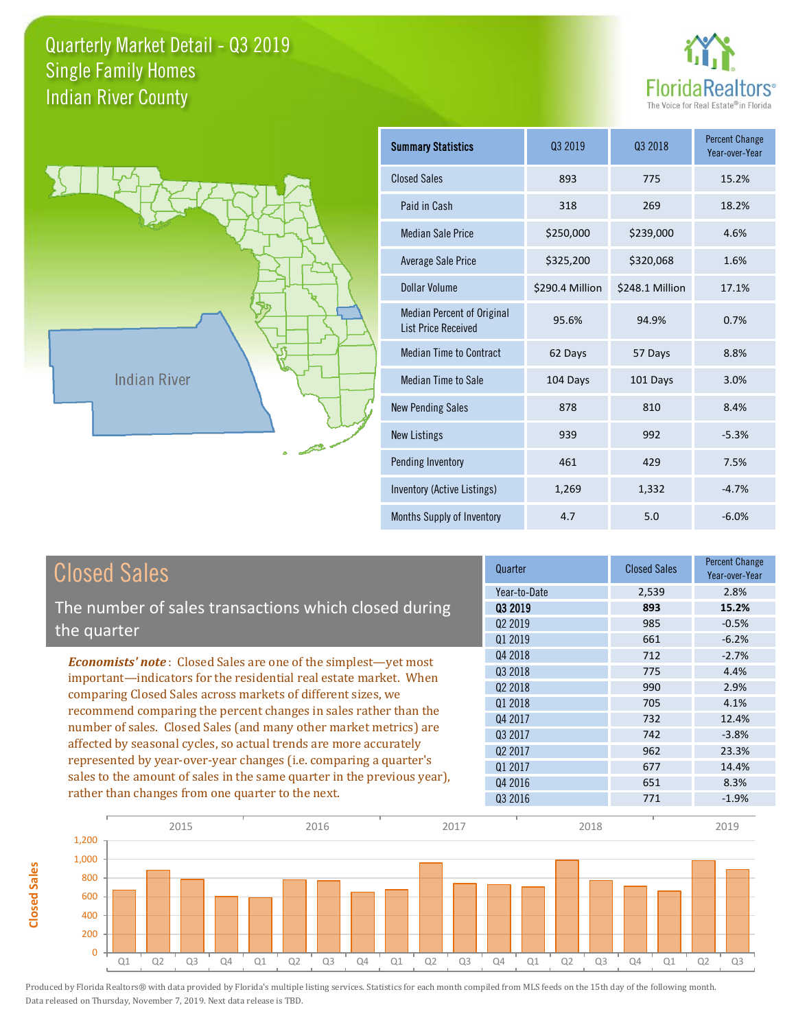# Quarterly Market Detail - Q3 2019
## Single Family Homes
## Indian River County

FloridaRealtors® The Voice for Real Estate® in Florida

Indian River

| Summary Statistics | Q3 2019 | Q3 2018 | Percent Change Year-over-Year |
|---|---|---|---|
| Closed Sales | 893 | 775 | 15.2% |
| Paid in Cash | 318 | 269 | 18.2% |
| Median Sale Price | $250,000 | $239,000 | 4.6% |
| Average Sale Price | $325,200 | $320,068 | 1.6% |
| Dollar Volume | $290.4 Million | $248.1 Million | 17.1% |
| Median Percent of Original List Price Received | 95.6% | 94.9% | 0.7% |
| Median Time to Contract | 62 Days | 57 Days | 8.8% |
| Median Time to Sale | 104 Days | 101 Days | 3.0% |
| New Pending Sales | 878 | 810 | 8.4% |
| New Listings | 939 | 992 | -5.3% |
| Pending Inventory | 461 | 429 | 7.5% |
| Inventory (Active Listings) | 1,269 | 1,332 | -4.7% |
| Months Supply of Inventory | 4.7 | 5.0 | -6.0% |

## Closed Sales

The number of sales transactions which closed during the quarter

***Economists' note***: Closed Sales are one of the simplest—yet most important—indicators for the residential real estate market. When comparing Closed Sales across markets of different sizes, we recommend comparing the percent changes in sales rather than the number of sales. Closed Sales (and many other market metrics) are affected by seasonal cycles, so actual trends are more accurately represented by year-over-year changes (i.e. comparing a quarter's sales to the amount of sales in the same quarter in the previous year), rather than changes from one quarter to the next.

| Quarter | Closed Sales | Percent Change Year-over-Year |
|---|---|---|
| Year-to-Date | 2,539 | 2.8% |
| **Q3 2019** | **893** | **15.2%** |
| Q2 2019 | 985 | -0.5% |
| Q1 2019 | 661 | -6.2% |
| Q4 2018 | 712 | -2.7% |
| Q3 2018 | 775 | 4.4% |
| Q2 2018 | 990 | 2.9% |
| Q1 2018 | 705 | 4.1% |
| Q4 2017 | 732 | 12.4% |
| Q3 2017 | 742 | -3.8% |
| Q2 2017 | 962 | 23.3% |
| Q1 2017 | 677 | 14.4% |
| Q4 2016 | 651 | 8.3% |
| Q3 2016 | 771 | -1.9% |

Produced by Florida Realtors® with data provided by Florida's multiple listing services. Statistics for each month compiled from MLS feeds on the 15th day of the following month. Data released on Thursday, November 7, 2019. Next data release is TBD.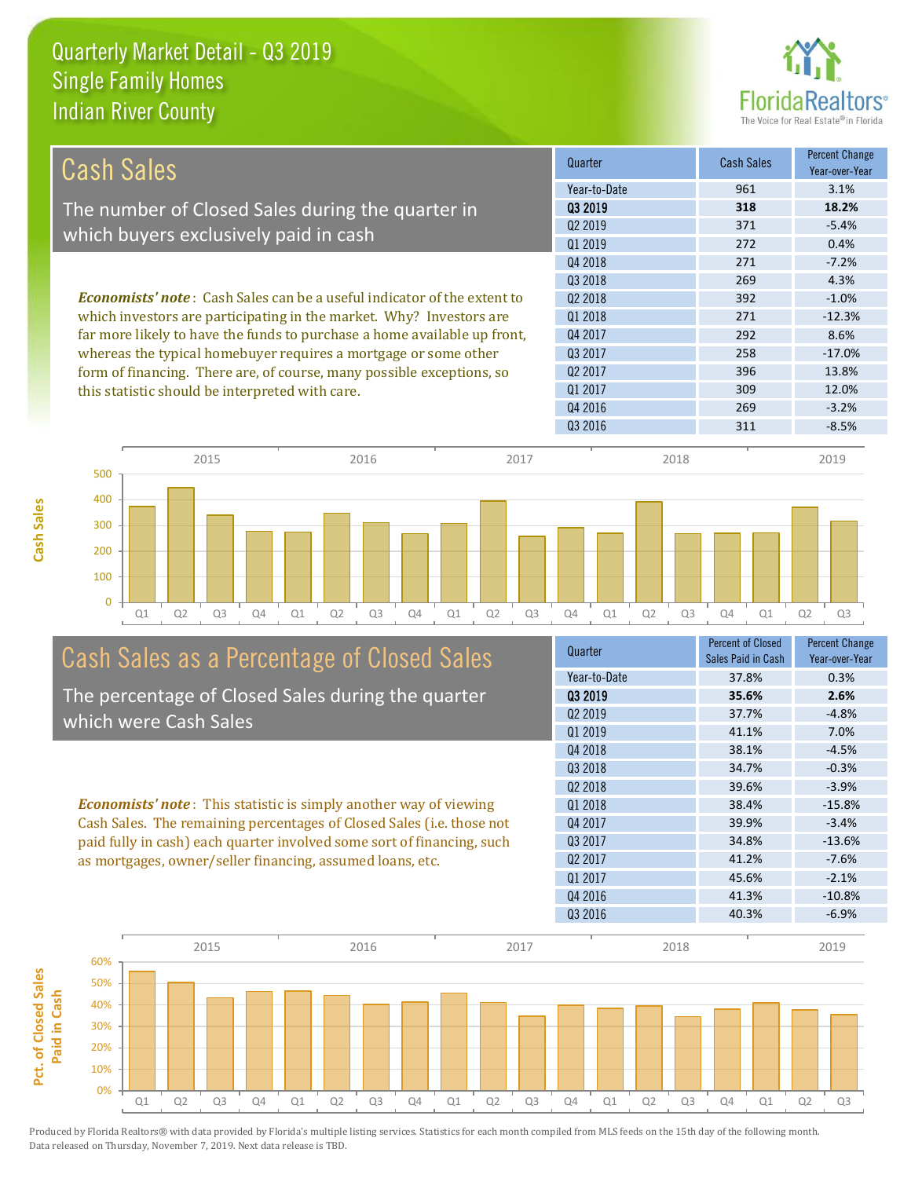# Quarterly Market Detail - Q3 2019
## Single Family Homes
## Indian River County

## Cash Sales

The number of Closed Sales during the quarter in which buyers exclusively paid in cash

***Economists' note***: Cash Sales can be a useful indicator of the extent to which investors are participating in the market. Why? Investors are far more likely to have the funds to purchase a home available up front, whereas the typical homebuyer requires a mortgage or some other form of financing. There are, of course, many possible exceptions, so this statistic should be interpreted with care.

| Quarter | Cash Sales | Percent Change Year-over-Year |
|---|---|---|
| Year-to-Date | 961 | 3.1% |
| **Q3 2019** | **318** | **18.2%** |
| Q2 2019 | 371 | -5.4% |
| Q1 2019 | 272 | 0.4% |
| Q4 2018 | 271 | -7.2% |
| Q3 2018 | 269 | 4.3% |
| Q2 2018 | 392 | -1.0% |
| Q1 2018 | 271 | -12.3% |
| Q4 2017 | 292 | 8.6% |
| Q3 2017 | 258 | -17.0% |
| Q2 2017 | 396 | 13.8% |
| Q1 2017 | 309 | 12.0% |
| Q4 2016 | 269 | -3.2% |
| Q3 2016 | 311 | -8.5% |

## Cash Sales as a Percentage of Closed Sales

The percentage of Closed Sales during the quarter which were Cash Sales

***Economists' note***: This statistic is simply another way of viewing Cash Sales. The remaining percentages of Closed Sales (i.e. those not paid fully in cash) each quarter involved some sort of financing, such as mortgages, owner/seller financing, assumed loans, etc.

| Quarter | Percent of Closed Sales Paid in Cash | Percent Change Year-over-Year |
|---|---|---|
| Year-to-Date | 37.8% | 0.3% |
| **Q3 2019** | **35.6%** | **2.6%** |
| Q2 2019 | 37.7% | -4.8% |
| Q1 2019 | 41.1% | 7.0% |
| Q4 2018 | 38.1% | -4.5% |
| Q3 2018 | 34.7% | -0.3% |
| Q2 2018 | 39.6% | -3.9% |
| Q1 2018 | 38.4% | -15.8% |
| Q4 2017 | 39.9% | -3.4% |
| Q3 2017 | 34.8% | -13.6% |
| Q2 2017 | 41.2% | -7.6% |
| Q1 2017 | 45.6% | -2.1% |
| Q4 2016 | 41.3% | -10.8% |
| Q3 2016 | 40.3% | -6.9% |

Produced by Florida Realtors® with data provided by Florida's multiple listing services. Statistics for each month compiled from MLS feeds on the 15th day of the following month. Data released on Thursday, November 7, 2019. Next data release is TBD.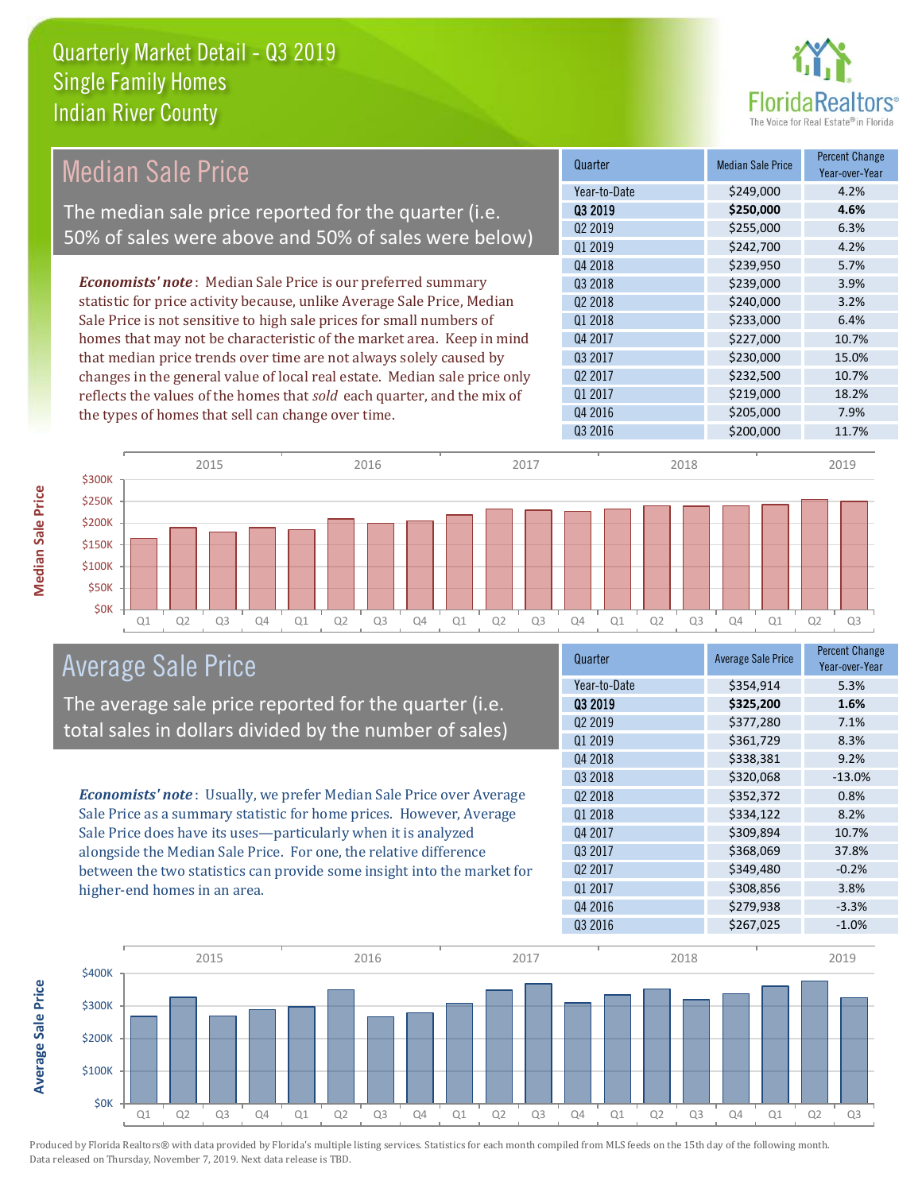# Quarterly Market Detail - Q3 2019
## Single Family Homes
## Indian River County

## Median Sale Price

The median sale price reported for the quarter (i.e. 50% of sales were above and 50% of sales were below)

*Economists' note*: Median Sale Price is our preferred summary statistic for price activity because, unlike Average Sale Price, Median Sale Price is not sensitive to high sale prices for small numbers of homes that may not be characteristic of the market area. Keep in mind that median price trends over time are not always solely caused by changes in the general value of local real estate. Median sale price only reflects the values of the homes that *sold* each quarter, and the mix of the types of homes that sell can change over time.

| Quarter | Median Sale Price | Percent Change Year-over-Year |
|---|---|---|
| Year-to-Date | $249,000 | 4.2% |
| **Q3 2019** | **$250,000** | **4.6%** |
| Q2 2019 | $255,000 | 6.3% |
| Q1 2019 | $242,700 | 4.2% |
| Q4 2018 | $239,950 | 5.7% |
| Q3 2018 | $239,000 | 3.9% |
| Q2 2018 | $240,000 | 3.2% |
| Q1 2018 | $233,000 | 6.4% |
| Q4 2017 | $227,000 | 10.7% |
| Q3 2017 | $230,000 | 15.0% |
| Q2 2017 | $232,500 | 10.7% |
| Q1 2017 | $219,000 | 18.2% |
| Q4 2016 | $205,000 | 7.9% |
| Q3 2016 | $200,000 | 11.7% |

## Average Sale Price

The average sale price reported for the quarter (i.e. total sales in dollars divided by the number of sales)

*Economists' note*: Usually, we prefer Median Sale Price over Average Sale Price as a summary statistic for home prices. However, Average Sale Price does have its uses—particularly when it is analyzed alongside the Median Sale Price. For one, the relative difference between the two statistics can provide some insight into the market for higher-end homes in an area.

| Quarter | Average Sale Price | Percent Change Year-over-Year |
|---|---|---|
| Year-to-Date | $354,914 | 5.3% |
| **Q3 2019** | **$325,200** | **1.6%** |
| Q2 2019 | $377,280 | 7.1% |
| Q1 2019 | $361,729 | 8.3% |
| Q4 2018 | $338,381 | 9.2% |
| Q3 2018 | $320,068 | -13.0% |
| Q2 2018 | $352,372 | 0.8% |
| Q1 2018 | $334,122 | 8.2% |
| Q4 2017 | $309,894 | 10.7% |
| Q3 2017 | $368,069 | 37.8% |
| Q2 2017 | $349,480 | -0.2% |
| Q1 2017 | $308,856 | 3.8% |
| Q4 2016 | $279,938 | -3.3% |
| Q3 2016 | $267,025 | -1.0% |

Produced by Florida Realtors® with data provided by Florida's multiple listing services. Statistics for each month compiled from MLS feeds on the 15th day of the following month. Data released on Thursday, November 7, 2019. Next data release is TBD.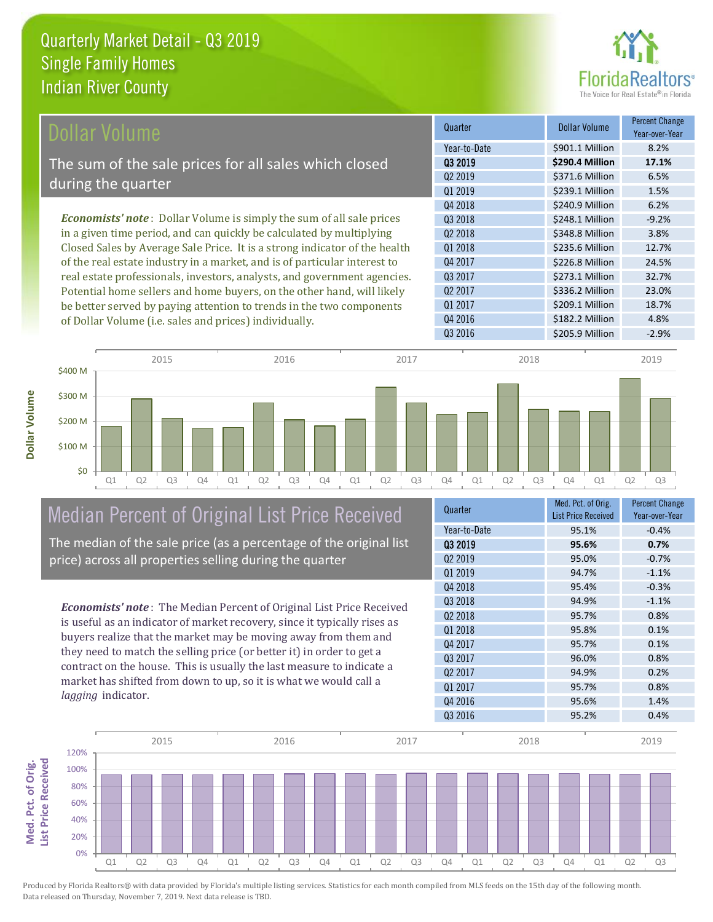# Quarterly Market Detail - Q3 2019
## Single Family Homes
## Indian River County

## Dollar Volume

The sum of the sale prices for all sales which closed during the quarter

*Economists' note*: Dollar Volume is simply the sum of all sale prices in a given time period, and can quickly be calculated by multiplying Closed Sales by Average Sale Price. It is a strong indicator of the health of the real estate industry in a market, and is of particular interest to real estate professionals, investors, analysts, and government agencies. Potential home sellers and home buyers, on the other hand, will likely be better served by paying attention to trends in the two components of Dollar Volume (i.e. sales and prices) individually.

| Quarter | Dollar Volume | Percent Change Year-over-Year |
|---|---|---|
| Year-to-Date | $901.1 Million | 8.2% |
| **Q3 2019** | **$290.4 Million** | **17.1%** |
| Q2 2019 | $371.6 Million | 6.5% |
| Q1 2019 | $239.1 Million | 1.5% |
| Q4 2018 | $240.9 Million | 6.2% |
| Q3 2018 | $248.1 Million | -9.2% |
| Q2 2018 | $348.8 Million | 3.8% |
| Q1 2018 | $235.6 Million | 12.7% |
| Q4 2017 | $226.8 Million | 24.5% |
| Q3 2017 | $273.1 Million | 32.7% |
| Q2 2017 | $336.2 Million | 23.0% |
| Q1 2017 | $209.1 Million | 18.7% |
| Q4 2016 | $182.2 Million | 4.8% |
| Q3 2016 | $205.9 Million | -2.9% |

## Median Percent of Original List Price Received

The median of the sale price (as a percentage of the original list price) across all properties selling during the quarter

*Economists' note*: The Median Percent of Original List Price Received is useful as an indicator of market recovery, since it typically rises as buyers realize that the market may be moving away from them and they need to match the selling price (or better it) in order to get a contract on the house. This is usually the last measure to indicate a market has shifted from down to up, so it is what we would call a *lagging* indicator.

| Quarter | Med. Pct. of Orig. List Price Received | Percent Change Year-over-Year |
|---|---|---|
| Year-to-Date | 95.1% | -0.4% |
| **Q3 2019** | **95.6%** | **0.7%** |
| Q2 2019 | 95.0% | -0.7% |
| Q1 2019 | 94.7% | -1.1% |
| Q4 2018 | 95.4% | -0.3% |
| Q3 2018 | 94.9% | -1.1% |
| Q2 2018 | 95.7% | 0.8% |
| Q1 2018 | 95.8% | 0.1% |
| Q4 2017 | 95.7% | 0.1% |
| Q3 2017 | 96.0% | 0.8% |
| Q2 2017 | 94.9% | 0.2% |
| Q1 2017 | 95.7% | 0.8% |
| Q4 2016 | 95.6% | 1.4% |
| Q3 2016 | 95.2% | 0.4% |

Produced by Florida Realtors® with data provided by Florida's multiple listing services. Statistics for each month compiled from MLS feeds on the 15th day of the following month. Data released on Thursday, November 7, 2019. Next data release is TBD.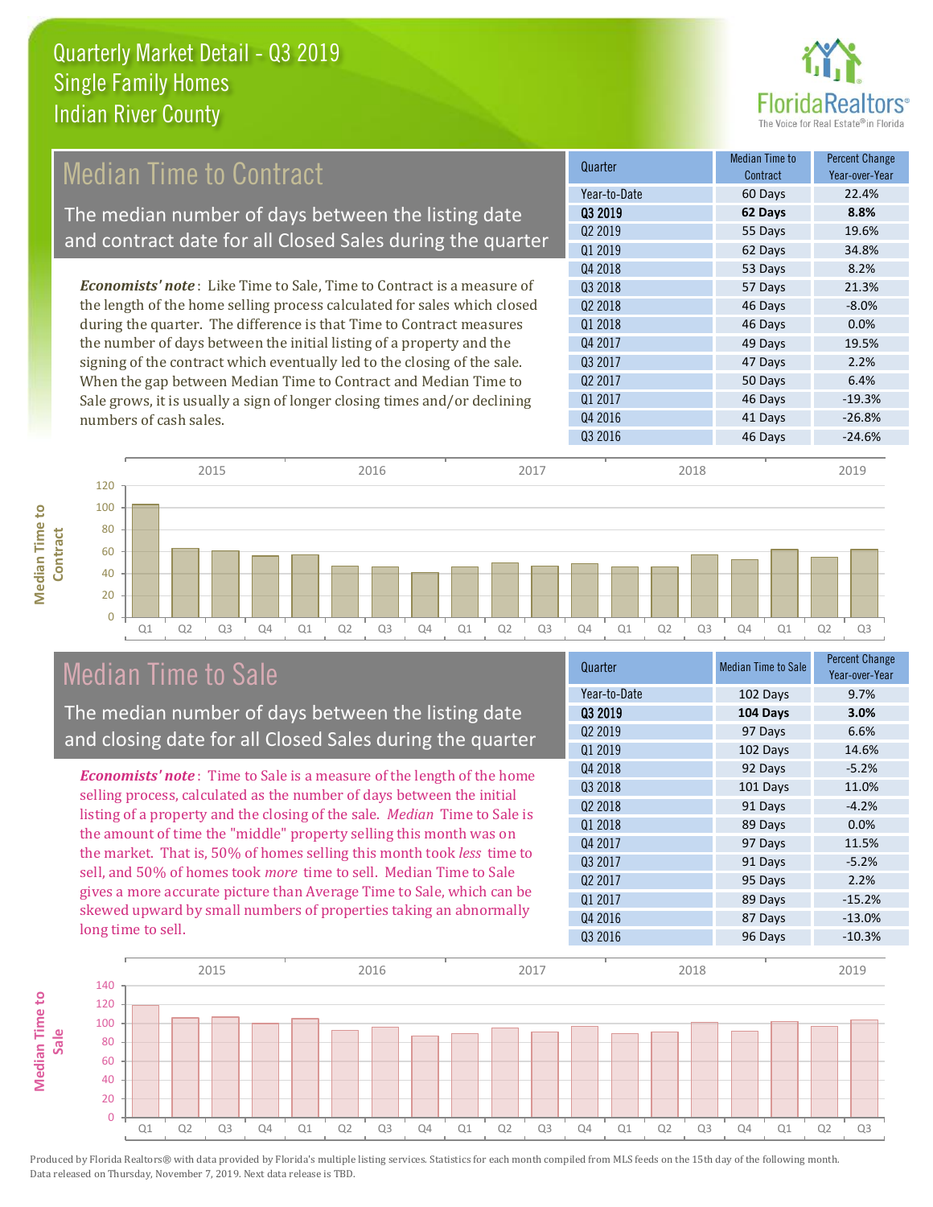# Quarterly Market Detail - Q3 2019
## Single Family Homes
## Indian River County

## Median Time to Contract

The median number of days between the listing date and contract date for all Closed Sales during the quarter

*Economists' note*: Like Time to Sale, Time to Contract is a measure of the length of the home selling process calculated for sales which closed during the quarter. The difference is that Time to Contract measures the number of days between the initial listing of a property and the signing of the contract which eventually led to the closing of the sale. When the gap between Median Time to Contract and Median Time to Sale grows, it is usually a sign of longer closing times and/or declining numbers of cash sales.

| Quarter | Median Time to Contract | Percent Change Year-over-Year |
|---|---|---|
| Year-to-Date | 60 Days | 22.4% |
| **Q3 2019** | **62 Days** | **8.8%** |
| Q2 2019 | 55 Days | 19.6% |
| Q1 2019 | 62 Days | 34.8% |
| Q4 2018 | 53 Days | 8.2% |
| Q3 2018 | 57 Days | 21.3% |
| Q2 2018 | 46 Days | -8.0% |
| Q1 2018 | 46 Days | 0.0% |
| Q4 2017 | 49 Days | 19.5% |
| Q3 2017 | 47 Days | 2.2% |
| Q2 2017 | 50 Days | 6.4% |
| Q1 2017 | 46 Days | -19.3% |
| Q4 2016 | 41 Days | -26.8% |
| Q3 2016 | 46 Days | -24.6% |

## Median Time to Sale

The median number of days between the listing date and closing date for all Closed Sales during the quarter

*Economists' note*: Time to Sale is a measure of the length of the home selling process, calculated as the number of days between the initial listing of a property and the closing of the sale. *Median* Time to Sale is the amount of time the "middle" property selling this month was on the market. That is, 50% of homes selling this month took *less* time to sell, and 50% of homes took *more* time to sell. Median Time to Sale gives a more accurate picture than Average Time to Sale, which can be skewed upward by small numbers of properties taking an abnormally long time to sell.

| Quarter | Median Time to Sale | Percent Change Year-over-Year |
|---|---|---|
| Year-to-Date | 102 Days | 9.7% |
| **Q3 2019** | **104 Days** | **3.0%** |
| Q2 2019 | 97 Days | 6.6% |
| Q1 2019 | 102 Days | 14.6% |
| Q4 2018 | 92 Days | -5.2% |
| Q3 2018 | 101 Days | 11.0% |
| Q2 2018 | 91 Days | -4.2% |
| Q1 2018 | 89 Days | 0.0% |
| Q4 2017 | 97 Days | 11.5% |
| Q3 2017 | 91 Days | -5.2% |
| Q2 2017 | 95 Days | 2.2% |
| Q1 2017 | 89 Days | -15.2% |
| Q4 2016 | 87 Days | -13.0% |
| Q3 2016 | 96 Days | -10.3% |

Produced by Florida Realtors® with data provided by Florida's multiple listing services. Statistics for each month compiled from MLS feeds on the 15th day of the following month. Data released on Thursday, November 7, 2019. Next data release is TBD.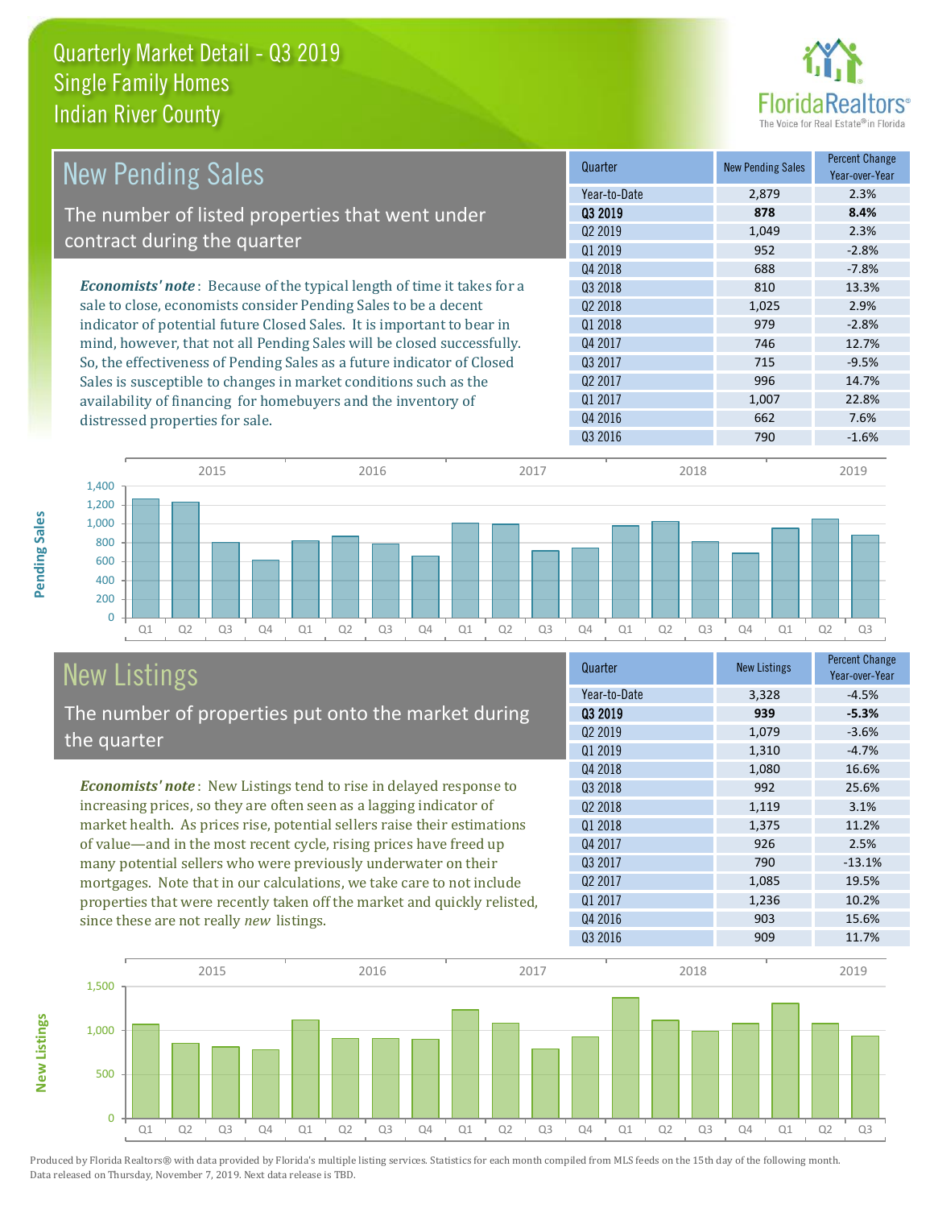# Quarterly Market Detail - Q3 2019
## Single Family Homes
## Indian River County

## New Pending Sales

The number of listed properties that went under contract during the quarter

*Economists' note*: Because of the typical length of time it takes for a sale to close, economists consider Pending Sales to be a decent indicator of potential future Closed Sales. It is important to bear in mind, however, that not all Pending Sales will be closed successfully. So, the effectiveness of Pending Sales as a future indicator of Closed Sales is susceptible to changes in market conditions such as the availability of financing for homebuyers and the inventory of distressed properties for sale.

| Quarter | New Pending Sales | Percent Change Year-over-Year |
|---|---|---|
| Year-to-Date | 2,879 | 2.3% |
| **Q3 2019** | **878** | **8.4%** |
| Q2 2019 | 1,049 | 2.3% |
| Q1 2019 | 952 | -2.8% |
| Q4 2018 | 688 | -7.8% |
| Q3 2018 | 810 | 13.3% |
| Q2 2018 | 1,025 | 2.9% |
| Q1 2018 | 979 | -2.8% |
| Q4 2017 | 746 | 12.7% |
| Q3 2017 | 715 | -9.5% |
| Q2 2017 | 996 | 14.7% |
| Q1 2017 | 1,007 | 22.8% |
| Q4 2016 | 662 | 7.6% |
| Q3 2016 | 790 | -1.6% |

## New Listings

The number of properties put onto the market during the quarter

*Economists' note*: New Listings tend to rise in delayed response to increasing prices, so they are often seen as a lagging indicator of market health. As prices rise, potential sellers raise their estimations of value—and in the most recent cycle, rising prices have freed up many potential sellers who were previously underwater on their mortgages. Note that in our calculations, we take care to not include properties that were recently taken off the market and quickly relisted, since these are not really *new* listings.

| Quarter | New Listings | Percent Change Year-over-Year |
|---|---|---|
| Year-to-Date | 3,328 | -4.5% |
| **Q3 2019** | **939** | **-5.3%** |
| Q2 2019 | 1,079 | -3.6% |
| Q1 2019 | 1,310 | -4.7% |
| Q4 2018 | 1,080 | 16.6% |
| Q3 2018 | 992 | 25.6% |
| Q2 2018 | 1,119 | 3.1% |
| Q1 2018 | 1,375 | 11.2% |
| Q4 2017 | 926 | 2.5% |
| Q3 2017 | 790 | -13.1% |
| Q2 2017 | 1,085 | 19.5% |
| Q1 2017 | 1,236 | 10.2% |
| Q4 2016 | 903 | 15.6% |
| Q3 2016 | 909 | 11.7% |

Produced by Florida Realtors® with data provided by Florida's multiple listing services. Statistics for each month compiled from MLS feeds on the 15th day of the following month. Data released on Thursday, November 7, 2019. Next data release is TBD.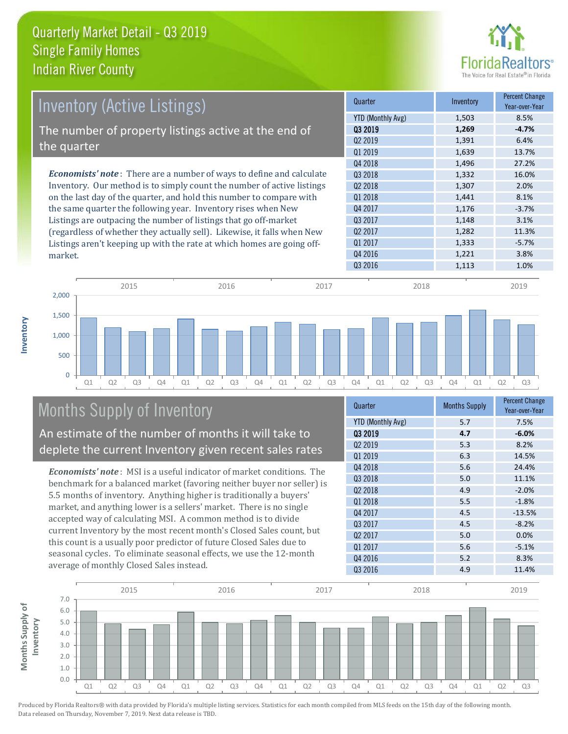# Quarterly Market Detail - Q3 2019
## Single Family Homes
## Indian River County

## Inventory (Active Listings)

The number of property listings active at the end of the quarter

*Economists' note*: There are a number of ways to define and calculate Inventory. Our method is to simply count the number of active listings on the last day of the quarter, and hold this number to compare with the same quarter the following year. Inventory rises when New Listings are outpacing the number of listings that go off-market (regardless of whether they actually sell). Likewise, it falls when New Listings aren't keeping up with the rate at which homes are going off-market.

| Quarter | Inventory | Percent Change Year-over-Year |
|---|---|---|
| YTD (Monthly Avg) | 1,503 | 8.5% |
| **Q3 2019** | **1,269** | **-4.7%** |
| Q2 2019 | 1,391 | 6.4% |
| Q1 2019 | 1,639 | 13.7% |
| Q4 2018 | 1,496 | 27.2% |
| Q3 2018 | 1,332 | 16.0% |
| Q2 2018 | 1,307 | 2.0% |
| Q1 2018 | 1,441 | 8.1% |
| Q4 2017 | 1,176 | -3.7% |
| Q3 2017 | 1,148 | 3.1% |
| Q2 2017 | 1,282 | 11.3% |
| Q1 2017 | 1,333 | -5.7% |
| Q4 2016 | 1,221 | 3.8% |
| Q3 2016 | 1,113 | 1.0% |

## Months Supply of Inventory

An estimate of the number of months it will take to deplete the current Inventory given recent sales rates

*Economists' note*: MSI is a useful indicator of market conditions. The benchmark for a balanced market (favoring neither buyer nor seller) is 5.5 months of inventory. Anything higher is traditionally a buyers' market, and anything lower is a sellers' market. There is no single accepted way of calculating MSI. A common method is to divide current Inventory by the most recent month's Closed Sales count, but this count is a usually poor predictor of future Closed Sales due to seasonal cycles. To eliminate seasonal effects, we use the 12-month average of monthly Closed Sales instead.

| Quarter | Months Supply | Percent Change Year-over-Year |
|---|---|---|
| YTD (Monthly Avg) | 5.7 | 7.5% |
| **Q3 2019** | **4.7** | **-6.0%** |
| Q2 2019 | 5.3 | 8.2% |
| Q1 2019 | 6.3 | 14.5% |
| Q4 2018 | 5.6 | 24.4% |
| Q3 2018 | 5.0 | 11.1% |
| Q2 2018 | 4.9 | -2.0% |
| Q1 2018 | 5.5 | -1.8% |
| Q4 2017 | 4.5 | -13.5% |
| Q3 2017 | 4.5 | -8.2% |
| Q2 2017 | 5.0 | 0.0% |
| Q1 2017 | 5.6 | -5.1% |
| Q4 2016 | 5.2 | 8.3% |
| Q3 2016 | 4.9 | 11.4% |

Produced by Florida Realtors® with data provided by Florida's multiple listing services. Statistics for each month compiled from MLS feeds on the 15th day of the following month. Data released on Thursday, November 7, 2019. Next data release is TBD.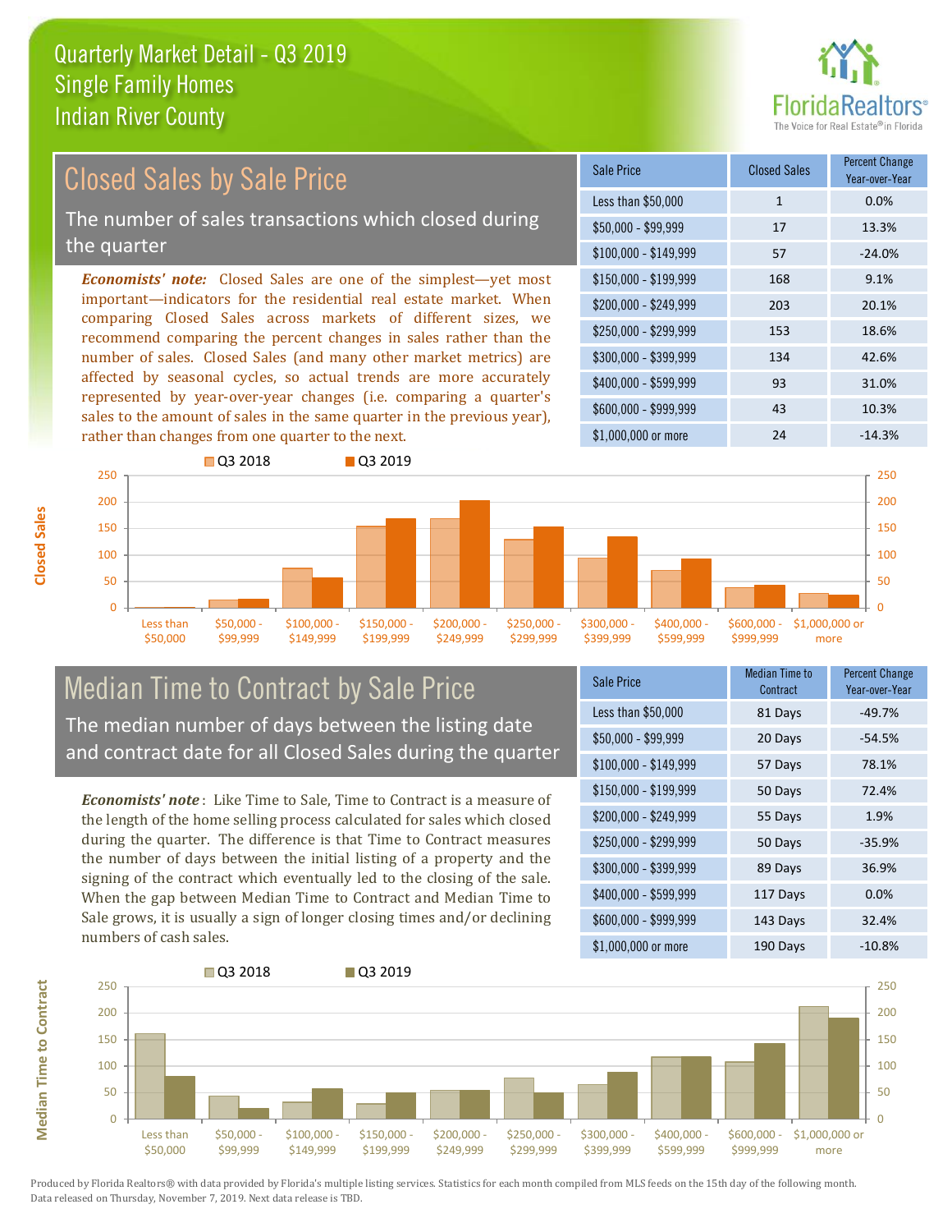# Quarterly Market Detail - Q3 2019
## Single Family Homes
## Indian River County

## Closed Sales by Sale Price

The number of sales transactions which closed during the quarter

***Economists' note:*** Closed Sales are one of the simplest—yet most important—indicators for the residential real estate market. When comparing Closed Sales across markets of different sizes, we recommend comparing the percent changes in sales rather than the number of sales. Closed Sales (and many other market metrics) are affected by seasonal cycles, so actual trends are more accurately represented by year-over-year changes (i.e. comparing a quarter's sales to the amount of sales in the same quarter in the previous year), rather than changes from one quarter to the next.

| Sale Price | Closed Sales | Percent Change Year-over-Year |
|---|---|---|
| Less than $50,000 | 1 | 0.0% |
| $50,000 - $99,999 | 17 | 13.3% |
| $100,000 - $149,999 | 57 | -24.0% |
| $150,000 - $199,999 | 168 | 9.1% |
| $200,000 - $249,999 | 203 | 20.1% |
| $250,000 - $299,999 | 153 | 18.6% |
| $300,000 - $399,999 | 134 | 42.6% |
| $400,000 - $599,999 | 93 | 31.0% |
| $600,000 - $999,999 | 43 | 10.3% |
| $1,000,000 or more | 24 | -14.3% |

## Median Time to Contract by Sale Price

The median number of days between the listing date and contract date for all Closed Sales during the quarter

***Economists' note*** : Like Time to Sale, Time to Contract is a measure of the length of the home selling process calculated for sales which closed during the quarter. The difference is that Time to Contract measures the number of days between the initial listing of a property and the signing of the contract which eventually led to the closing of the sale. When the gap between Median Time to Contract and Median Time to Sale grows, it is usually a sign of longer closing times and/or declining numbers of cash sales.

| Sale Price | Median Time to Contract | Percent Change Year-over-Year |
|---|---|---|
| Less than $50,000 | 81 Days | -49.7% |
| $50,000 - $99,999 | 20 Days | -54.5% |
| $100,000 - $149,999 | 57 Days | 78.1% |
| $150,000 - $199,999 | 50 Days | 72.4% |
| $200,000 - $249,999 | 55 Days | 1.9% |
| $250,000 - $299,999 | 50 Days | -35.9% |
| $300,000 - $399,999 | 89 Days | 36.9% |
| $400,000 - $599,999 | 117 Days | 0.0% |
| $600,000 - $999,999 | 143 Days | 32.4% |
| $1,000,000 or more | 190 Days | -10.8% |

Produced by Florida Realtors® with data provided by Florida's multiple listing services. Statistics for each month compiled from MLS feeds on the 15th day of the following month. Data released on Thursday, November 7, 2019. Next data release is TBD.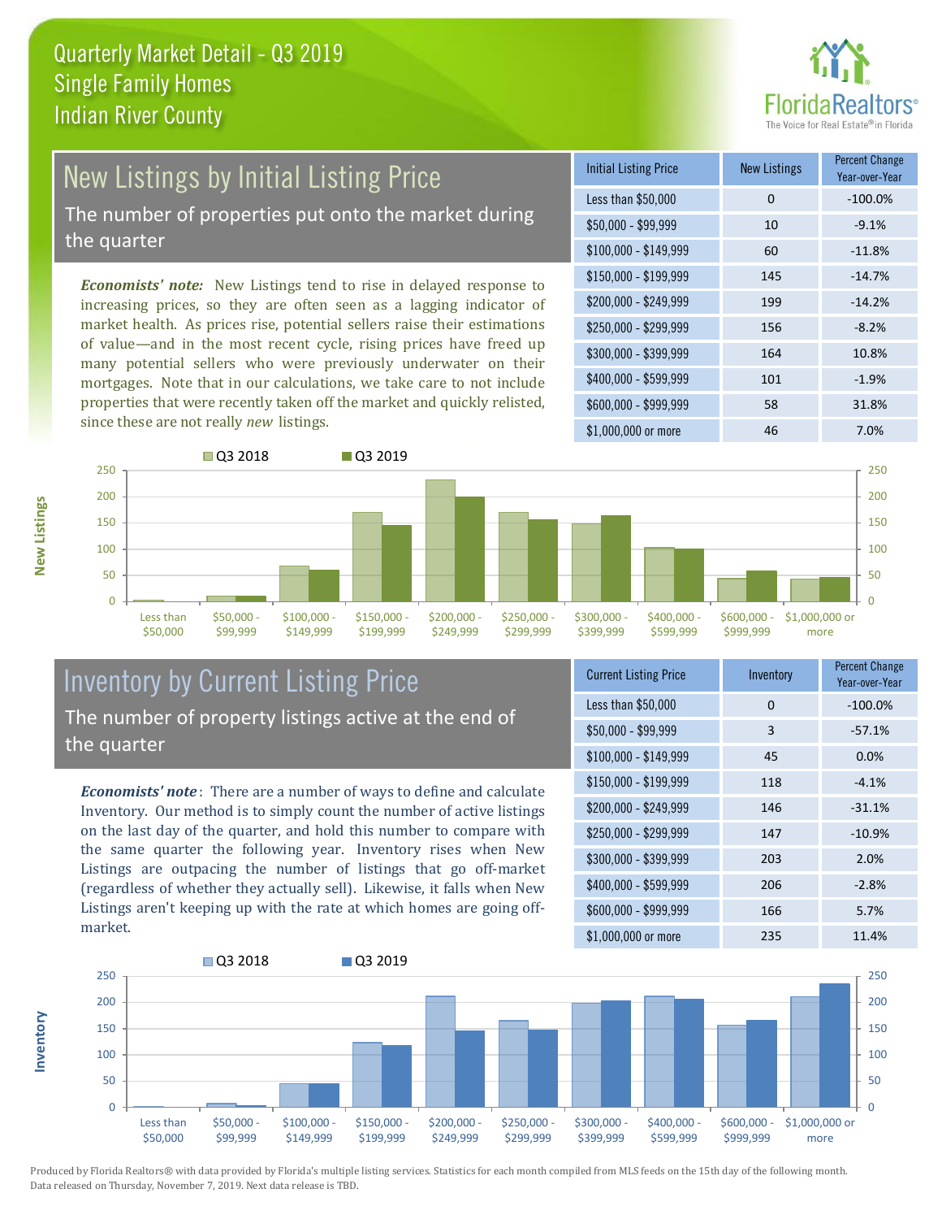# Quarterly Market Detail - Q3 2019
## Single Family Homes
## Indian River County

## New Listings by Initial Listing Price

The number of properties put onto the market during the quarter

*Economists' note:* New Listings tend to rise in delayed response to increasing prices, so they are often seen as a lagging indicator of market health. As prices rise, potential sellers raise their estimations of value—and in the most recent cycle, rising prices have freed up many potential sellers who were previously underwater on their mortgages. Note that in our calculations, we take care to not include properties that were recently taken off the market and quickly relisted, since these are not really *new* listings.

| Initial Listing Price | New Listings | Percent Change Year-over-Year |
|---|---|---|
| Less than $50,000 | 0 | -100.0% |
| $50,000 - $99,999 | 10 | -9.1% |
| $100,000 - $149,999 | 60 | -11.8% |
| $150,000 - $199,999 | 145 | -14.7% |
| $200,000 - $249,999 | 199 | -14.2% |
| $250,000 - $299,999 | 156 | -8.2% |
| $300,000 - $399,999 | 164 | 10.8% |
| $400,000 - $599,999 | 101 | -1.9% |
| $600,000 - $999,999 | 58 | 31.8% |
| $1,000,000 or more | 46 | 7.0% |

## Inventory by Current Listing Price

The number of property listings active at the end of the quarter

*Economists' note*: There are a number of ways to define and calculate Inventory. Our method is to simply count the number of active listings on the last day of the quarter, and hold this number to compare with the same quarter the following year. Inventory rises when New Listings are outpacing the number of listings that go off-market (regardless of whether they actually sell). Likewise, it falls when New Listings aren't keeping up with the rate at which homes are going off-market.

| Current Listing Price | Inventory | Percent Change Year-over-Year |
|---|---|---|
| Less than $50,000 | 0 | -100.0% |
| $50,000 - $99,999 | 3 | -57.1% |
| $100,000 - $149,999 | 45 | 0.0% |
| $150,000 - $199,999 | 118 | -4.1% |
| $200,000 - $249,999 | 146 | -31.1% |
| $250,000 - $299,999 | 147 | -10.9% |
| $300,000 - $399,999 | 203 | 2.0% |
| $400,000 - $599,999 | 206 | -2.8% |
| $600,000 - $999,999 | 166 | 5.7% |
| $1,000,000 or more | 235 | 11.4% |

Produced by Florida Realtors® with data provided by Florida's multiple listing services. Statistics for each month compiled from MLS feeds on the 15th day of the following month. Data released on Thursday, November 7, 2019. Next data release is TBD.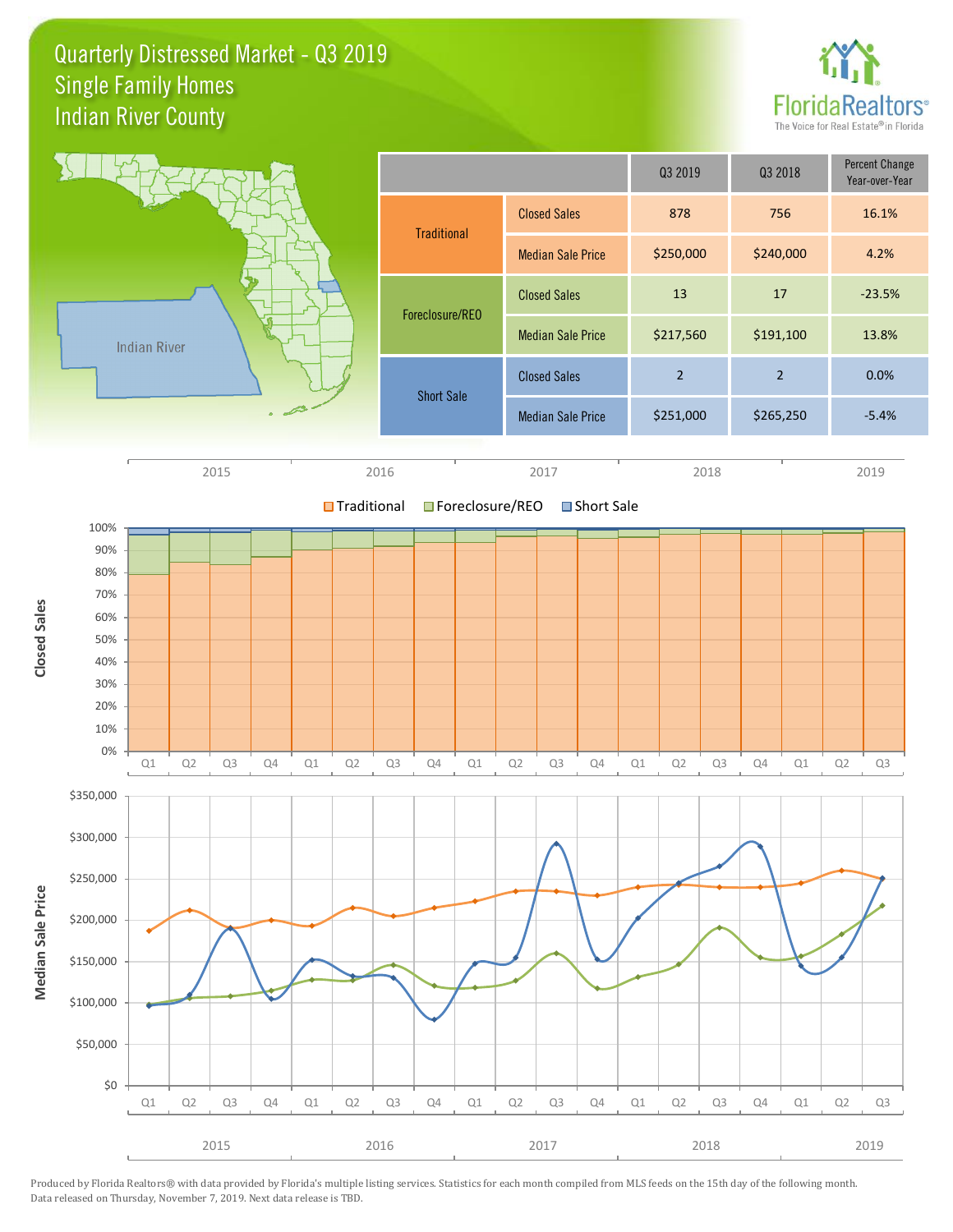# Quarterly Distressed Market - Q3 2019
## Single Family Homes
## Indian River County

FloridaRealtors®
The Voice for Real Estate® in Florida

Indian River

| | | Q3 2019 | Q3 2018 | Percent Change Year-over-Year |
|---|---|---|---|---|
| Traditional | Closed Sales | 878 | 756 | 16.1% |
| | Median Sale Price | $250,000 | $240,000 | 4.2% |
| Foreclosure/REO | Closed Sales | 13 | 17 | -23.5% |
| | Median Sale Price | $217,560 | $191,100 | 13.8% |
| Short Sale | Closed Sales | 2 | 2 | 0.0% |
| | Median Sale Price | $251,000 | $265,250 | -5.4% |

2015 2016 2017 2018 2019

Traditional Foreclosure/REO Short Sale

Closed Sales

100% 90% 80% 70% 60% 50% 40% 30% 20% 10% 0%

Q1 Q2 Q3 Q4 Q1 Q2 Q3 Q4 Q1 Q2 Q3 Q4 Q1 Q2 Q3 Q4 Q1 Q2 Q3

Median Sale Price

$350,000 $300,000 $250,000 $200,000 $150,000 $100,000 $50,000 $0

Q1 Q2 Q3 Q4 Q1 Q2 Q3 Q4 Q1 Q2 Q3 Q4 Q1 Q2 Q3 Q4 Q1 Q2 Q3

2015 2016 2017 2018 2019

Produced by Florida Realtors® with data provided by Florida's multiple listing services. Statistics for each month compiled from MLS feeds on the 15th day of the following month. Data released on Thursday, November 7, 2019. Next data release is TBD.